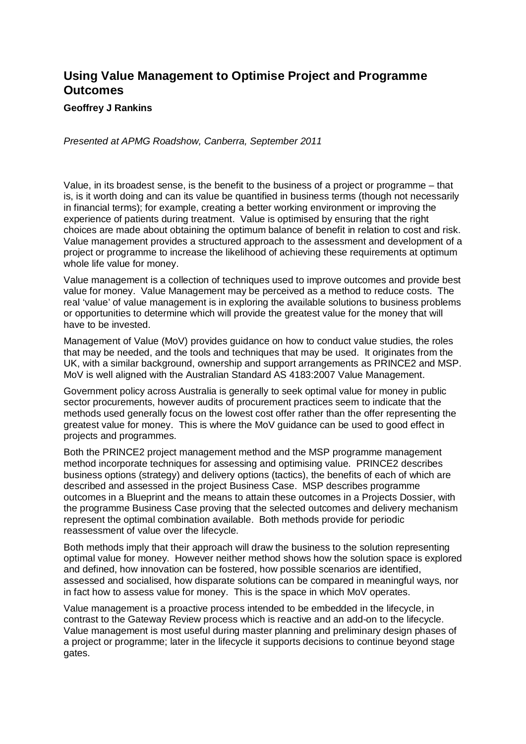# Using Value Management to Optimise Project and Programme Outcomes

**Geoffrey J Rankins**

*Presented at APMG Roadshow, Canberra, September 2011*

Value, in its broadest sense, is the benefit to the business of a project or programme – that is, is it worth doing and can its value be quantified in business terms (though not necessarily in financial terms); for example, creating a better working environment or improving the experience of patients during treatment. Value is optimised by ensuring that the right choices are made about obtaining the optimum balance of benefit in relation to cost and risk. Value management provides a structured approach to the assessment and development of a project or programme to increase the likelihood of achieving these requirements at optimum whole life value for money.

Value management is a collection of techniques used to improve outcomes and provide best value for money. Value Management may be perceived as a method to reduce costs. The real 'value' of value management is in exploring the available solutions to business problems or opportunities to determine which will provide the greatest value for the money that will have to be invested.

Management of Value (MoV) provides guidance on how to conduct value studies, the roles that may be needed, and the tools and techniques that may be used. It originates from the UK, with a similar background, ownership and support arrangements as PRINCE2 and MSP. MoV is well aligned with the Australian Standard AS 4183:2007 Value Management.

Government policy across Australia is generally to seek optimal value for money in public sector procurements, however audits of procurement practices seem to indicate that the methods used generally focus on the lowest cost offer rather than the offer representing the greatest value for money. This is where the MoV guidance can be used to good effect in projects and programmes.

Both the PRINCE2 project management method and the MSP programme management method incorporate techniques for assessing and optimising value. PRINCE2 describes business options (strategy) and delivery options (tactics), the benefits of each of which are described and assessed in the project Business Case. MSP describes programme outcomes in a Blueprint and the means to attain these outcomes in a Projects Dossier, with the programme Business Case proving that the selected outcomes and delivery mechanism represent the optimal combination available. Both methods provide for periodic reassessment of value over the lifecycle.

Both methods imply that their approach will draw the business to the solution representing optimal value for money. However neither method shows how the solution space is explored and defined, how innovation can be fostered, how possible scenarios are identified, assessed and socialised, how disparate solutions can be compared in meaningful ways, nor in fact how to assess value for money. This is the space in which MoV operates.

Value management is a proactive process intended to be embedded in the lifecycle, in contrast to the Gateway Review process which is reactive and an add-on to the lifecycle. Value management is most useful during master planning and preliminary design phases of a project or programme; later in the lifecycle it supports decisions to continue beyond stage gates.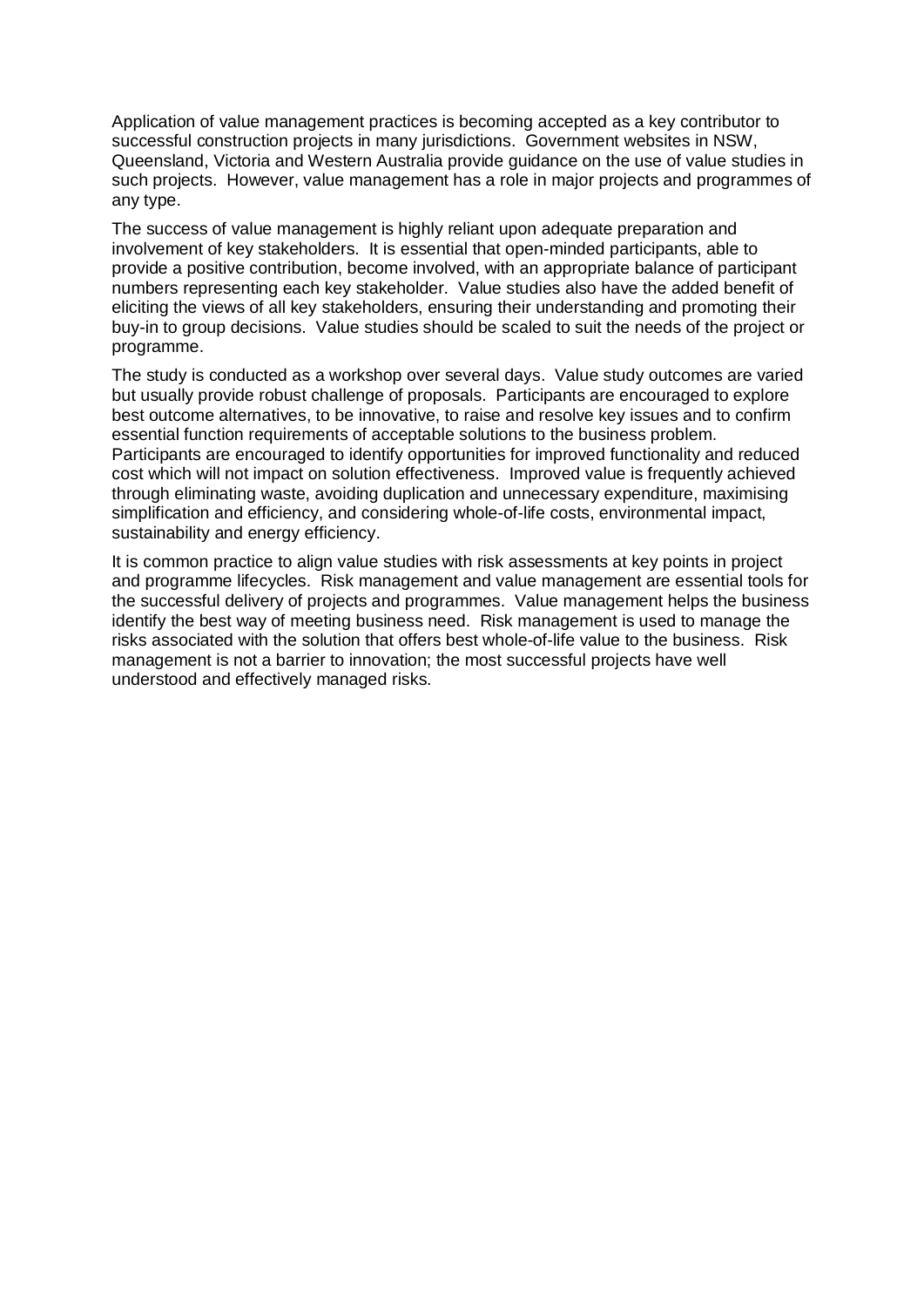Application of value management practices is becoming accepted as a key contributor to successful construction projects in many jurisdictions. Government websites in NSW, Queensland, Victoria and Western Australia provide guidance on the use of value studies in such projects. However, value management has a role in major projects and programmes of any type.

The success of value management is highly reliant upon adequate preparation and involvement of key stakeholders. It is essential that open-minded participants, able to provide a positive contribution, become involved, with an appropriate balance of participant numbers representing each key stakeholder. Value studies also have the added benefit of eliciting the views of all key stakeholders, ensuring their understanding and promoting their buy-in to group decisions. Value studies should be scaled to suit the needs of the project or programme.

The study is conducted as a workshop over several days. Value study outcomes are varied but usually provide robust challenge of proposals. Participants are encouraged to explore best outcome alternatives, to be innovative, to raise and resolve key issues and to confirm essential function requirements of acceptable solutions to the business problem. Participants are encouraged to identify opportunities for improved functionality and reduced cost which will not impact on solution effectiveness. Improved value is frequently achieved through eliminating waste, avoiding duplication and unnecessary expenditure, maximising simplification and efficiency, and considering whole-of-life costs, environmental impact, sustainability and energy efficiency.

It is common practice to align value studies with risk assessments at key points in project and programme lifecycles. Risk management and value management are essential tools for the successful delivery of projects and programmes. Value management helps the business identify the best way of meeting business need. Risk management is used to manage the risks associated with the solution that offers best whole-of-life value to the business. Risk management is not a barrier to innovation; the most successful projects have well understood and effectively managed risks.